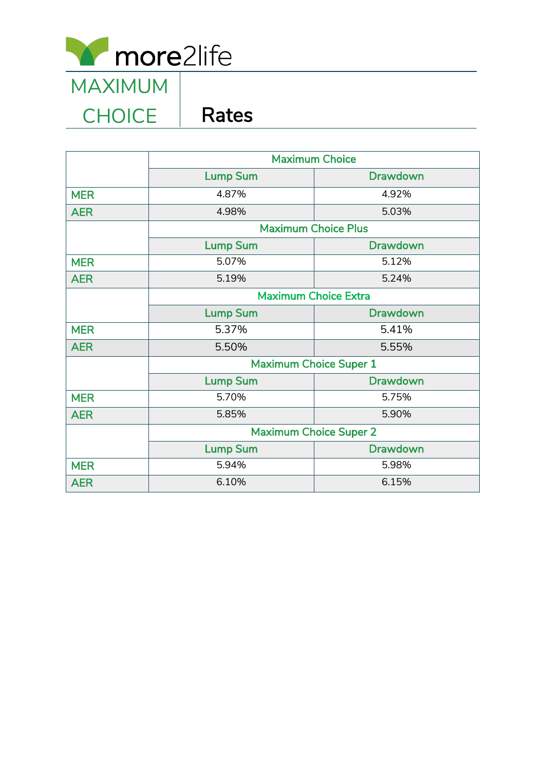more2life

# MAXIMUM CHOICE

## Rates

| | Maximum Choice | |
|---|---|---|
| | Lump Sum | Drawdown |
| MER | 4.87% | 4.92% |
| AER | 4.98% | 5.03% |
| | **Maximum Choice Plus** | |
| | Lump Sum | Drawdown |
| MER | 5.07% | 5.12% |
| AER | 5.19% | 5.24% |
| | **Maximum Choice Extra** | |
| | Lump Sum | Drawdown |
| MER | 5.37% | 5.41% |
| AER | 5.50% | 5.55% |
| | **Maximum Choice Super 1** | |
| | Lump Sum | Drawdown |
| MER | 5.70% | 5.75% |
| AER | 5.85% | 5.90% |
| | **Maximum Choice Super 2** | |
| | Lump Sum | Drawdown |
| MER | 5.94% | 5.98% |
| AER | 6.10% | 6.15% |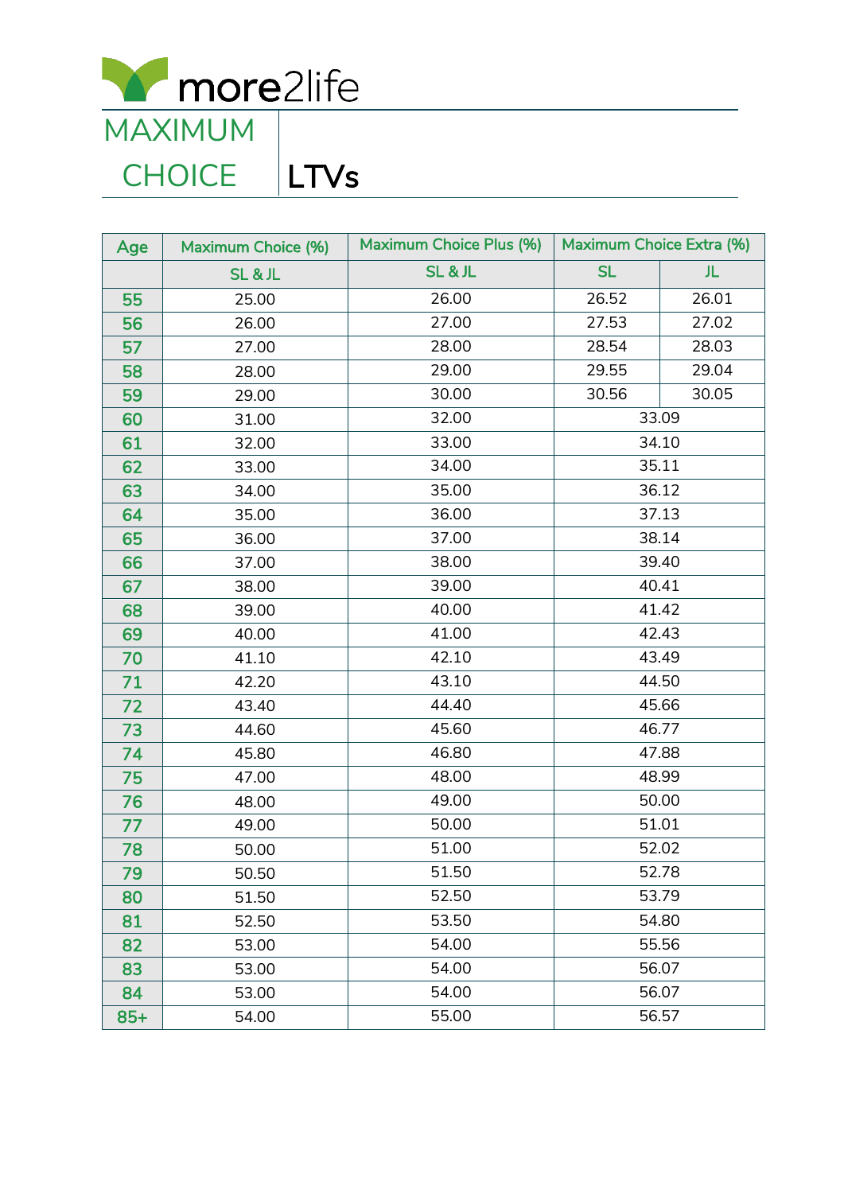more2life

# MAXIMUM CHOICE LTVs

| Age | Maximum Choice (%) | Maximum Choice Plus (%) | Maximum Choice Extra (%) | |
|---|---|---|---|---|
| | SL & JL | SL & JL | SL | JL |
| 55 | 25.00 | 26.00 | 26.52 | 26.01 |
| 56 | 26.00 | 27.00 | 27.53 | 27.02 |
| 57 | 27.00 | 28.00 | 28.54 | 28.03 |
| 58 | 28.00 | 29.00 | 29.55 | 29.04 |
| 59 | 29.00 | 30.00 | 30.56 | 30.05 |
| 60 | 31.00 | 32.00 | 33.09 | |
| 61 | 32.00 | 33.00 | 34.10 | |
| 62 | 33.00 | 34.00 | 35.11 | |
| 63 | 34.00 | 35.00 | 36.12 | |
| 64 | 35.00 | 36.00 | 37.13 | |
| 65 | 36.00 | 37.00 | 38.14 | |
| 66 | 37.00 | 38.00 | 39.40 | |
| 67 | 38.00 | 39.00 | 40.41 | |
| 68 | 39.00 | 40.00 | 41.42 | |
| 69 | 40.00 | 41.00 | 42.43 | |
| 70 | 41.10 | 42.10 | 43.49 | |
| 71 | 42.20 | 43.10 | 44.50 | |
| 72 | 43.40 | 44.40 | 45.66 | |
| 73 | 44.60 | 45.60 | 46.77 | |
| 74 | 45.80 | 46.80 | 47.88 | |
| 75 | 47.00 | 48.00 | 48.99 | |
| 76 | 48.00 | 49.00 | 50.00 | |
| 77 | 49.00 | 50.00 | 51.01 | |
| 78 | 50.00 | 51.00 | 52.02 | |
| 79 | 50.50 | 51.50 | 52.78 | |
| 80 | 51.50 | 52.50 | 53.79 | |
| 81 | 52.50 | 53.50 | 54.80 | |
| 82 | 53.00 | 54.00 | 55.56 | |
| 83 | 53.00 | 54.00 | 56.07 | |
| 84 | 53.00 | 54.00 | 56.07 | |
| 85+ | 54.00 | 55.00 | 56.57 | |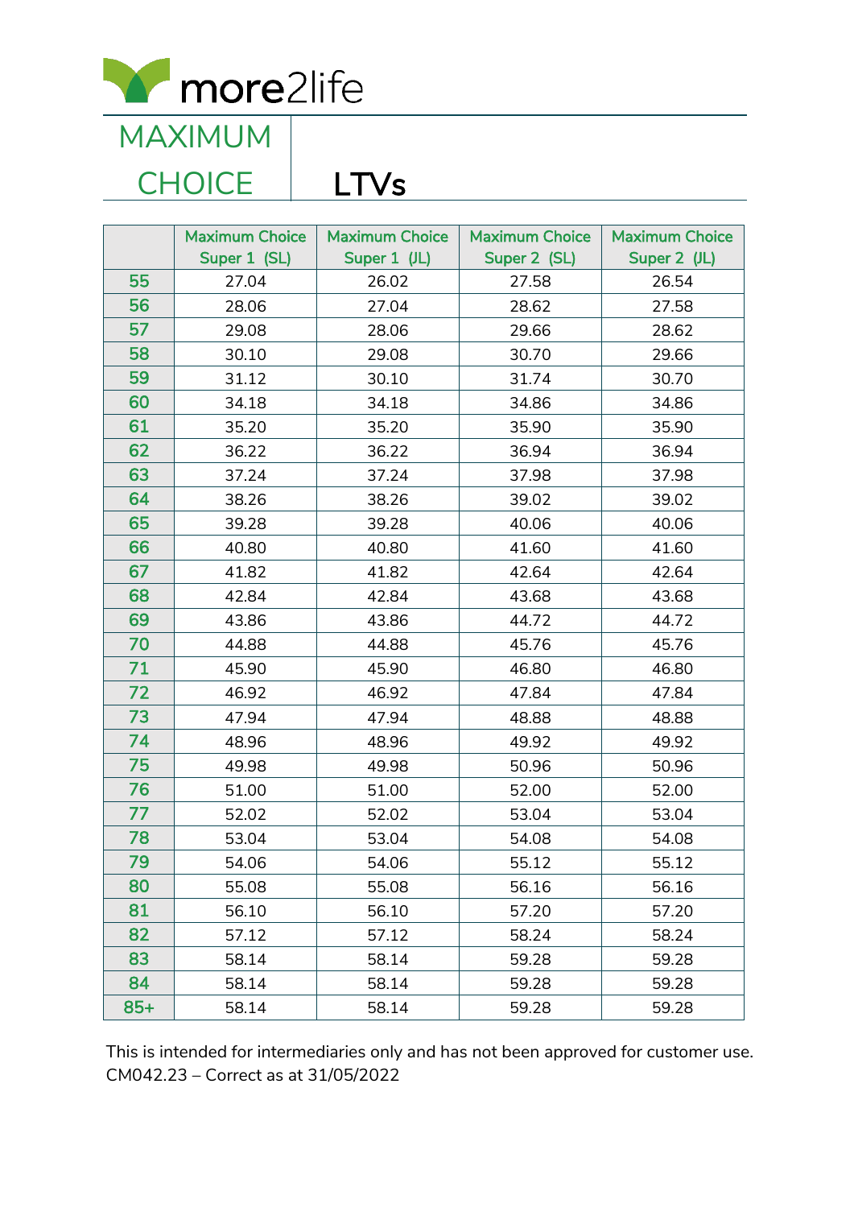more2life

# MAXIMUM CHOICE

# LTVs

| | Maximum Choice Super 1 (SL) | Maximum Choice Super 1 (JL) | Maximum Choice Super 2 (SL) | Maximum Choice Super 2 (JL) |
|---|---|---|---|---|
| 55 | 27.04 | 26.02 | 27.58 | 26.54 |
| 56 | 28.06 | 27.04 | 28.62 | 27.58 |
| 57 | 29.08 | 28.06 | 29.66 | 28.62 |
| 58 | 30.10 | 29.08 | 30.70 | 29.66 |
| 59 | 31.12 | 30.10 | 31.74 | 30.70 |
| 60 | 34.18 | 34.18 | 34.86 | 34.86 |
| 61 | 35.20 | 35.20 | 35.90 | 35.90 |
| 62 | 36.22 | 36.22 | 36.94 | 36.94 |
| 63 | 37.24 | 37.24 | 37.98 | 37.98 |
| 64 | 38.26 | 38.26 | 39.02 | 39.02 |
| 65 | 39.28 | 39.28 | 40.06 | 40.06 |
| 66 | 40.80 | 40.80 | 41.60 | 41.60 |
| 67 | 41.82 | 41.82 | 42.64 | 42.64 |
| 68 | 42.84 | 42.84 | 43.68 | 43.68 |
| 69 | 43.86 | 43.86 | 44.72 | 44.72 |
| 70 | 44.88 | 44.88 | 45.76 | 45.76 |
| 71 | 45.90 | 45.90 | 46.80 | 46.80 |
| 72 | 46.92 | 46.92 | 47.84 | 47.84 |
| 73 | 47.94 | 47.94 | 48.88 | 48.88 |
| 74 | 48.96 | 48.96 | 49.92 | 49.92 |
| 75 | 49.98 | 49.98 | 50.96 | 50.96 |
| 76 | 51.00 | 51.00 | 52.00 | 52.00 |
| 77 | 52.02 | 52.02 | 53.04 | 53.04 |
| 78 | 53.04 | 53.04 | 54.08 | 54.08 |
| 79 | 54.06 | 54.06 | 55.12 | 55.12 |
| 80 | 55.08 | 55.08 | 56.16 | 56.16 |
| 81 | 56.10 | 56.10 | 57.20 | 57.20 |
| 82 | 57.12 | 57.12 | 58.24 | 58.24 |
| 83 | 58.14 | 58.14 | 59.28 | 59.28 |
| 84 | 58.14 | 58.14 | 59.28 | 59.28 |
| 85+ | 58.14 | 58.14 | 59.28 | 59.28 |

This is intended for intermediaries only and has not been approved for customer use.
CM042.23 – Correct as at 31/05/2022